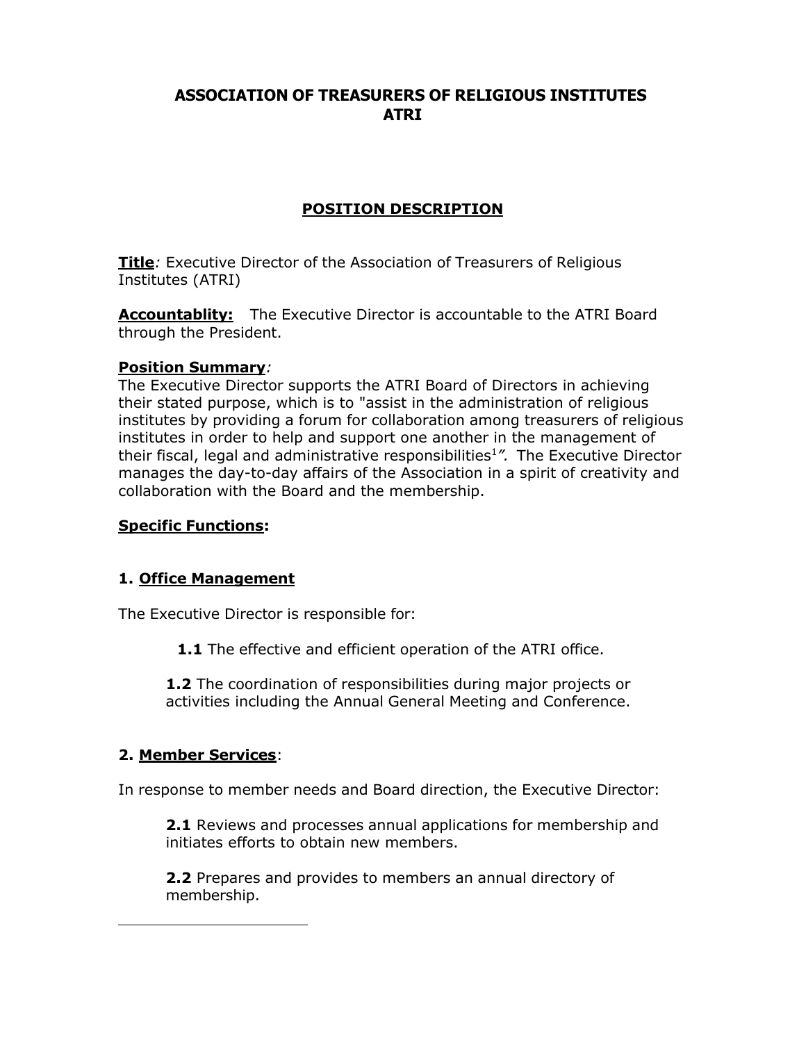# ASSOCIATION OF TREASURERS OF RELIGIOUS INSTITUTES
# ATRI

## POSITION DESCRIPTION

**Title**: Executive Director of the Association of Treasurers of Religious Institutes (ATRI)

**Accountablity:** The Executive Director is accountable to the ATRI Board through the President.

**Position Summary**:
The Executive Director supports the ATRI Board of Directors in achieving their stated purpose, which is to "assist in the administration of religious institutes by providing a forum for collaboration among treasurers of religious institutes in order to help and support one another in the management of their fiscal, legal and administrative responsibilities[1]". The Executive Director manages the day-to-day affairs of the Association in a spirit of creativity and collaboration with the Board and the membership.

**Specific Functions:**

### 1. Office Management

The Executive Director is responsible for:

**1.1** The effective and efficient operation of the ATRI office.

**1.2** The coordination of responsibilities during major projects or activities including the Annual General Meeting and Conference.

### 2. Member Services:

In response to member needs and Board direction, the Executive Director:

**2.1** Reviews and processes annual applications for membership and initiates efforts to obtain new members.

**2.2** Prepares and provides to members an annual directory of membership.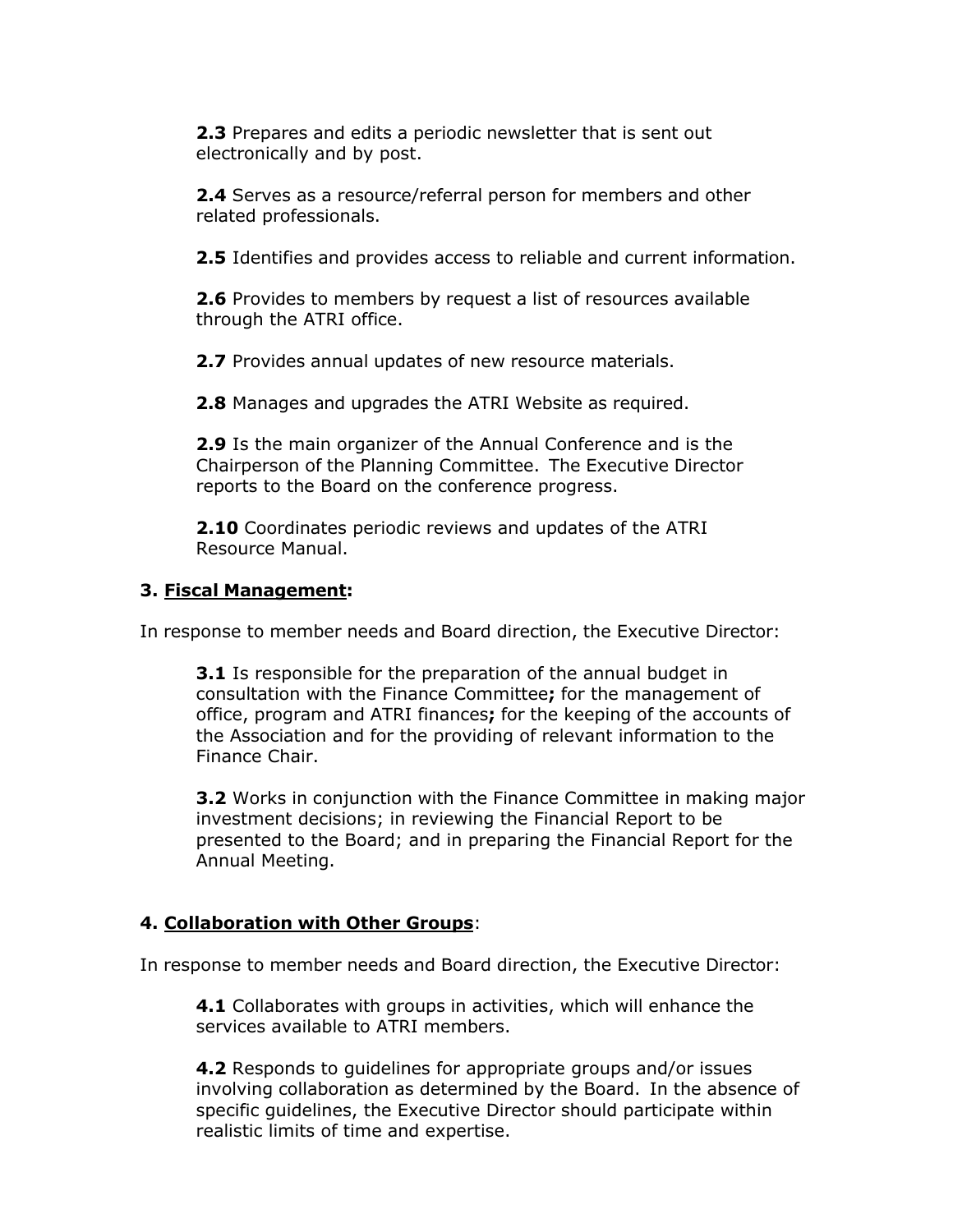**2.3** Prepares and edits a periodic newsletter that is sent out electronically and by post.

**2.4** Serves as a resource/referral person for members and other related professionals.

**2.5** Identifies and provides access to reliable and current information.

**2.6** Provides to members by request a list of resources available through the ATRI office.

**2.7** Provides annual updates of new resource materials.

**2.8** Manages and upgrades the ATRI Website as required.

**2.9** Is the main organizer of the Annual Conference and is the Chairperson of the Planning Committee. The Executive Director reports to the Board on the conference progress.

**2.10** Coordinates periodic reviews and updates of the ATRI Resource Manual.

### 3. Fiscal Management:

In response to member needs and Board direction, the Executive Director:

**3.1** Is responsible for the preparation of the annual budget in consultation with the Finance Committee**;** for the management of office, program and ATRI finances**;** for the keeping of the accounts of the Association and for the providing of relevant information to the Finance Chair.

**3.2** Works in conjunction with the Finance Committee in making major investment decisions; in reviewing the Financial Report to be presented to the Board; and in preparing the Financial Report for the Annual Meeting.

### 4. Collaboration with Other Groups:

In response to member needs and Board direction, the Executive Director:

**4.1** Collaborates with groups in activities, which will enhance the services available to ATRI members.

**4.2** Responds to guidelines for appropriate groups and/or issues involving collaboration as determined by the Board. In the absence of specific guidelines, the Executive Director should participate within realistic limits of time and expertise.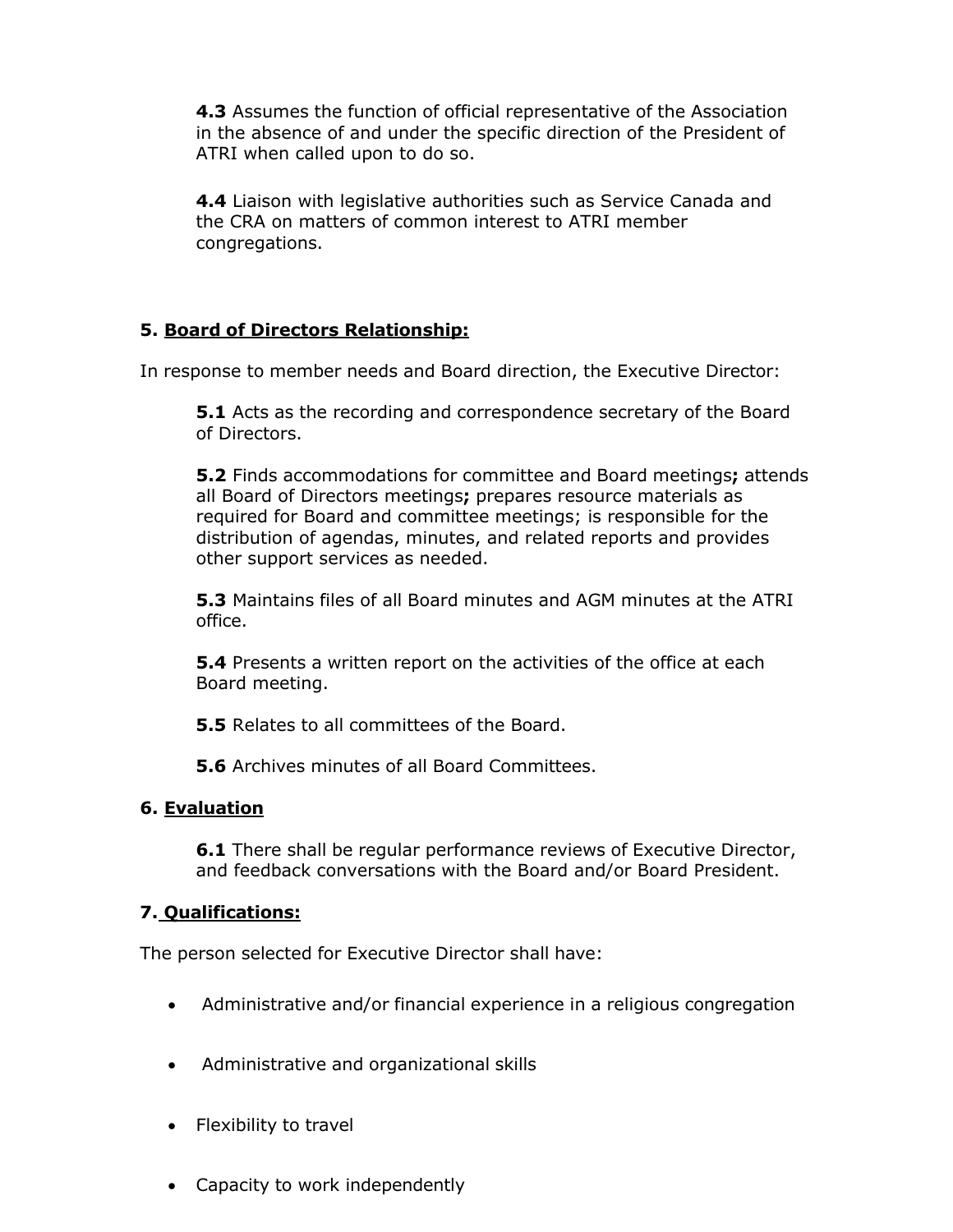**4.3** Assumes the function of official representative of the Association in the absence of and under the specific direction of the President of ATRI when called upon to do so.

**4.4** Liaison with legislative authorities such as Service Canada and the CRA on matters of common interest to ATRI member congregations.

## 5. Board of Directors Relationship:

In response to member needs and Board direction, the Executive Director:

**5.1** Acts as the recording and correspondence secretary of the Board of Directors.

**5.2** Finds accommodations for committee and Board meetings**;** attends all Board of Directors meetings**;** prepares resource materials as required for Board and committee meetings; is responsible for the distribution of agendas, minutes, and related reports and provides other support services as needed.

**5.3** Maintains files of all Board minutes and AGM minutes at the ATRI office.

**5.4** Presents a written report on the activities of the office at each Board meeting.

**5.5** Relates to all committees of the Board.

**5.6** Archives minutes of all Board Committees.

## 6. Evaluation

**6.1** There shall be regular performance reviews of Executive Director, and feedback conversations with the Board and/or Board President.

## 7. Qualifications:

The person selected for Executive Director shall have:

- Administrative and/or financial experience in a religious congregation
- Administrative and organizational skills
- Flexibility to travel
- Capacity to work independently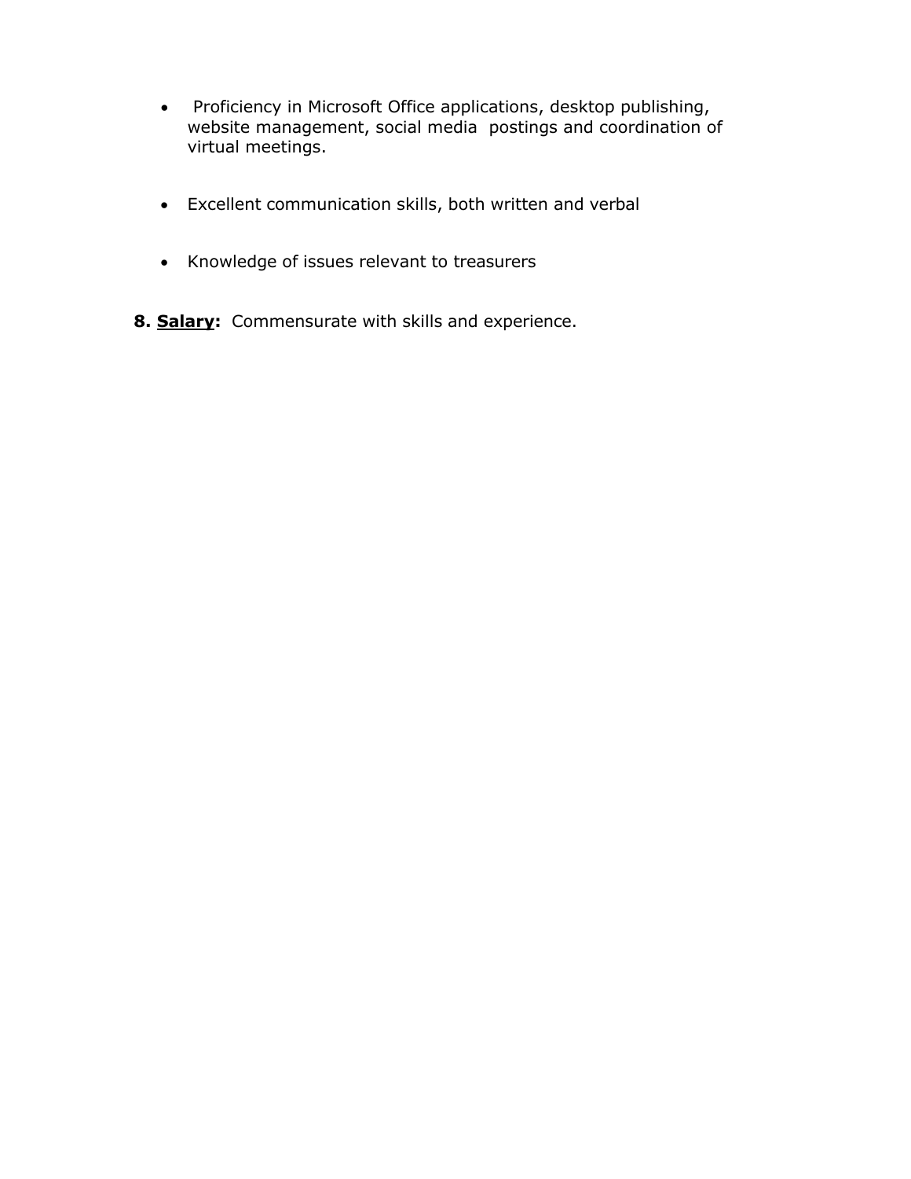- Proficiency in Microsoft Office applications, desktop publishing, website management, social media postings and coordination of virtual meetings.

- Excellent communication skills, both written and verbal

- Knowledge of issues relevant to treasurers

**8. <u>Salary</u>:** Commensurate with skills and experience.